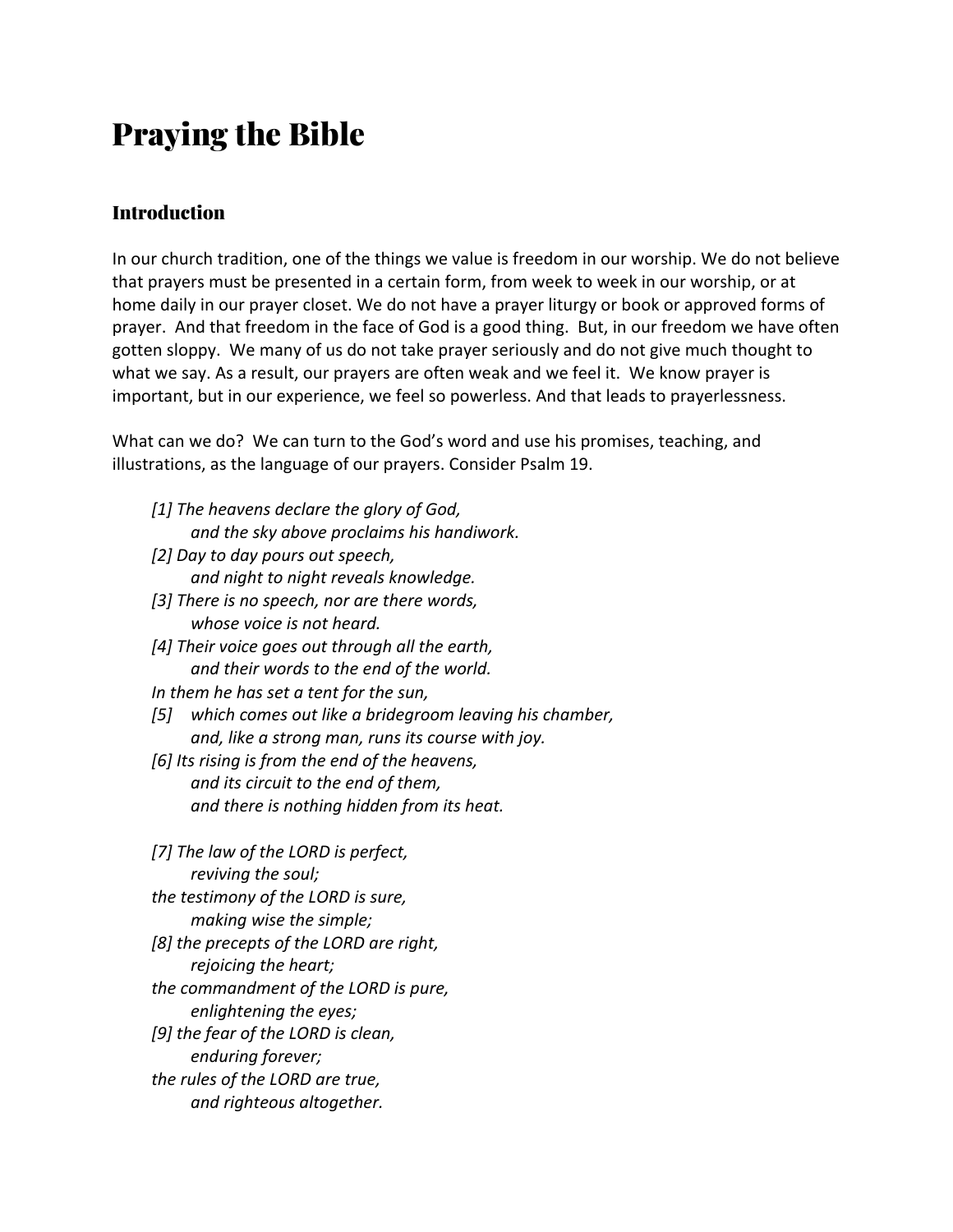# Praying the Bible

## Introduction

In our church tradition, one of the things we value is freedom in our worship. We do not believe that prayers must be presented in a certain form, from week to week in our worship, or at home daily in our prayer closet. We do not have a prayer liturgy or book or approved forms of prayer. And that freedom in the face of God is a good thing. But, in our freedom we have often gotten sloppy. We many of us do not take prayer seriously and do not give much thought to what we say. As a result, our prayers are often weak and we feel it. We know prayer is important, but in our experience, we feel so powerless. And that leads to prayerlessness.

What can we do? We can turn to the God's word and use his promises, teaching, and illustrations, as the language of our prayers. Consider Psalm 19.

> *[1] The heavens declare the glory of God,*
> *and the sky above proclaims his handiwork.*
> *[2] Day to day pours out speech,*
> *and night to night reveals knowledge.*
> *[3] There is no speech, nor are there words,*
> *whose voice is not heard.*
> *[4] Their voice goes out through all the earth,*
> *and their words to the end of the world.*
> *In them he has set a tent for the sun,*
> *[5] which comes out like a bridegroom leaving his chamber,*
> *and, like a strong man, runs its course with joy.*
> *[6] Its rising is from the end of the heavens,*
> *and its circuit to the end of them,*
> *and there is nothing hidden from its heat.*
>
> *[7] The law of the LORD is perfect,*
> *reviving the soul;*
> *the testimony of the LORD is sure,*
> *making wise the simple;*
> *[8] the precepts of the LORD are right,*
> *rejoicing the heart;*
> *the commandment of the LORD is pure,*
> *enlightening the eyes;*
> *[9] the fear of the LORD is clean,*
> *enduring forever;*
> *the rules of the LORD are true,*
> *and righteous altogether.*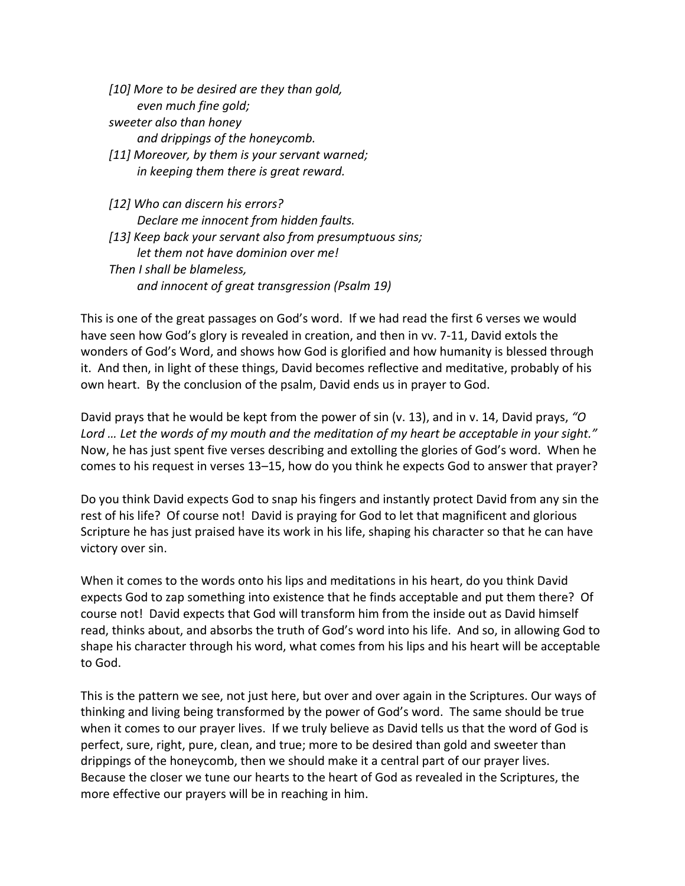*[10] More to be desired are they than gold,*
*even much fine gold;*
*sweeter also than honey*
*and drippings of the honeycomb.*
*[11] Moreover, by them is your servant warned;*
*in keeping them there is great reward.*

*[12] Who can discern his errors?*
*Declare me innocent from hidden faults.*
*[13] Keep back your servant also from presumptuous sins;*
*let them not have dominion over me!*
*Then I shall be blameless,*
*and innocent of great transgression (Psalm 19)*

This is one of the great passages on God's word. If we had read the first 6 verses we would have seen how God's glory is revealed in creation, and then in vv. 7-11, David extols the wonders of God's Word, and shows how God is glorified and how humanity is blessed through it. And then, in light of these things, David becomes reflective and meditative, probably of his own heart. By the conclusion of the psalm, David ends us in prayer to God.

David prays that he would be kept from the power of sin (v. 13), and in v. 14, David prays, *"O Lord … Let the words of my mouth and the meditation of my heart be acceptable in your sight."* Now, he has just spent five verses describing and extolling the glories of God's word. When he comes to his request in verses 13–15, how do you think he expects God to answer that prayer?

Do you think David expects God to snap his fingers and instantly protect David from any sin the rest of his life? Of course not! David is praying for God to let that magnificent and glorious Scripture he has just praised have its work in his life, shaping his character so that he can have victory over sin.

When it comes to the words onto his lips and meditations in his heart, do you think David expects God to zap something into existence that he finds acceptable and put them there? Of course not! David expects that God will transform him from the inside out as David himself read, thinks about, and absorbs the truth of God's word into his life. And so, in allowing God to shape his character through his word, what comes from his lips and his heart will be acceptable to God.

This is the pattern we see, not just here, but over and over again in the Scriptures. Our ways of thinking and living being transformed by the power of God's word. The same should be true when it comes to our prayer lives. If we truly believe as David tells us that the word of God is perfect, sure, right, pure, clean, and true; more to be desired than gold and sweeter than drippings of the honeycomb, then we should make it a central part of our prayer lives. Because the closer we tune our hearts to the heart of God as revealed in the Scriptures, the more effective our prayers will be in reaching in him.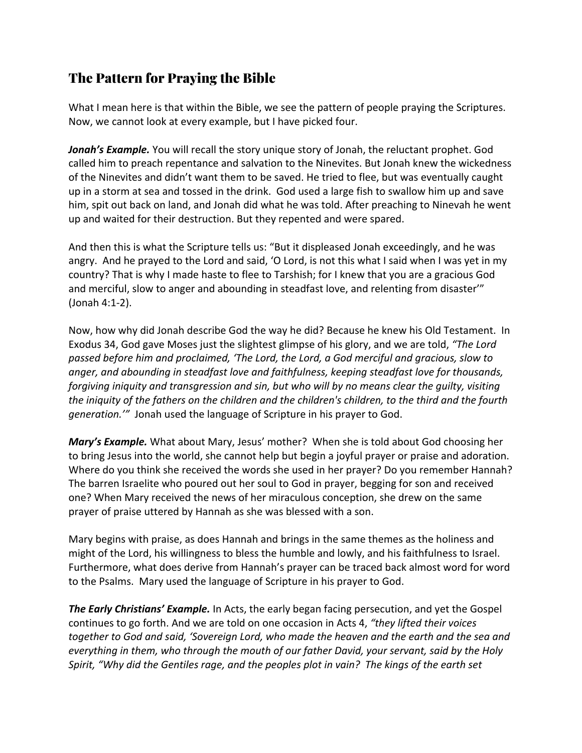## The Pattern for Praying the Bible

What I mean here is that within the Bible, we see the pattern of people praying the Scriptures. Now, we cannot look at every example, but I have picked four.

***Jonah's Example.*** You will recall the story unique story of Jonah, the reluctant prophet. God called him to preach repentance and salvation to the Ninevites. But Jonah knew the wickedness of the Ninevites and didn't want them to be saved. He tried to flee, but was eventually caught up in a storm at sea and tossed in the drink. God used a large fish to swallow him up and save him, spit out back on land, and Jonah did what he was told. After preaching to Nineveh he went up and waited for their destruction. But they repented and were spared.

And then this is what the Scripture tells us: "But it displeased Jonah exceedingly, and he was angry. And he prayed to the Lord and said, 'O Lord, is not this what I said when I was yet in my country? That is why I made haste to flee to Tarshish; for I knew that you are a gracious God and merciful, slow to anger and abounding in steadfast love, and relenting from disaster'" (Jonah 4:1-2).

Now, how why did Jonah describe God the way he did? Because he knew his Old Testament. In Exodus 34, God gave Moses just the slightest glimpse of his glory, and we are told, *"The Lord passed before him and proclaimed, 'The Lord, the Lord, a God merciful and gracious, slow to anger, and abounding in steadfast love and faithfulness, keeping steadfast love for thousands, forgiving iniquity and transgression and sin, but who will by no means clear the guilty, visiting the iniquity of the fathers on the children and the children's children, to the third and the fourth generation.'"* Jonah used the language of Scripture in his prayer to God.

***Mary's Example.*** What about Mary, Jesus' mother? When she is told about God choosing her to bring Jesus into the world, she cannot help but begin a joyful prayer or praise and adoration. Where do you think she received the words she used in her prayer? Do you remember Hannah? The barren Israelite who poured out her soul to God in prayer, begging for son and received one? When Mary received the news of her miraculous conception, she drew on the same prayer of praise uttered by Hannah as she was blessed with a son.

Mary begins with praise, as does Hannah and brings in the same themes as the holiness and might of the Lord, his willingness to bless the humble and lowly, and his faithfulness to Israel. Furthermore, what does derive from Hannah's prayer can be traced back almost word for word to the Psalms. Mary used the language of Scripture in his prayer to God.

***The Early Christians' Example.*** In Acts, the early began facing persecution, and yet the Gospel continues to go forth. And we are told on one occasion in Acts 4, *"they lifted their voices together to God and said, 'Sovereign Lord, who made the heaven and the earth and the sea and everything in them, who through the mouth of our father David, your servant, said by the Holy Spirit, "Why did the Gentiles rage, and the peoples plot in vain? The kings of the earth set*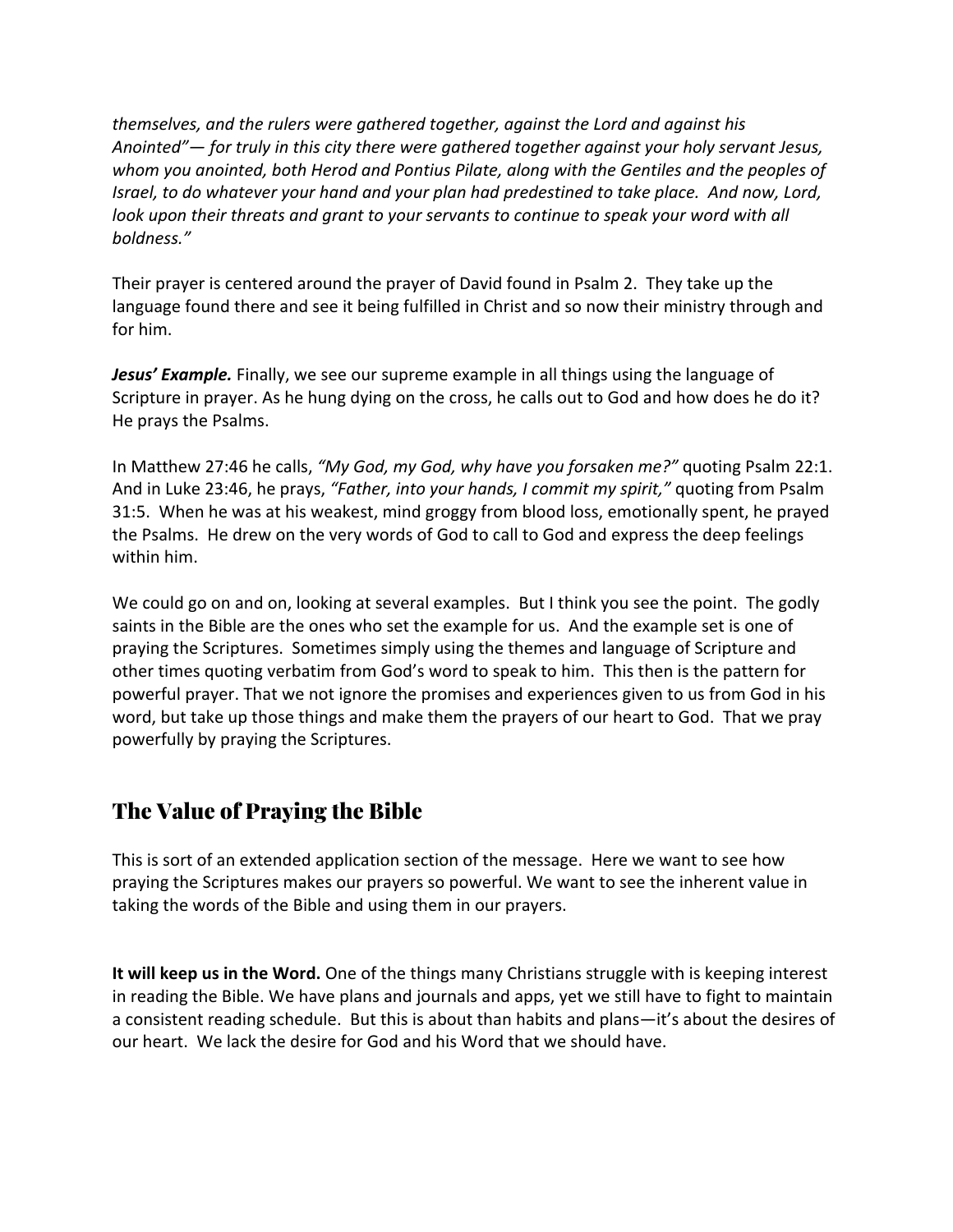*themselves, and the rulers were gathered together, against the Lord and against his Anointed"— for truly in this city there were gathered together against your holy servant Jesus, whom you anointed, both Herod and Pontius Pilate, along with the Gentiles and the peoples of Israel, to do whatever your hand and your plan had predestined to take place. And now, Lord, look upon their threats and grant to your servants to continue to speak your word with all boldness."*

Their prayer is centered around the prayer of David found in Psalm 2. They take up the language found there and see it being fulfilled in Christ and so now their ministry through and for him.

***Jesus' Example.*** Finally, we see our supreme example in all things using the language of Scripture in prayer. As he hung dying on the cross, he calls out to God and how does he do it? He prays the Psalms.

In Matthew 27:46 he calls, *"My God, my God, why have you forsaken me?"* quoting Psalm 22:1. And in Luke 23:46, he prays, *"Father, into your hands, I commit my spirit,"* quoting from Psalm 31:5. When he was at his weakest, mind groggy from blood loss, emotionally spent, he prayed the Psalms. He drew on the very words of God to call to God and express the deep feelings within him.

We could go on and on, looking at several examples. But I think you see the point. The godly saints in the Bible are the ones who set the example for us. And the example set is one of praying the Scriptures. Sometimes simply using the themes and language of Scripture and other times quoting verbatim from God's word to speak to him. This then is the pattern for powerful prayer. That we not ignore the promises and experiences given to us from God in his word, but take up those things and make them the prayers of our heart to God. That we pray powerfully by praying the Scriptures.

## The Value of Praying the Bible

This is sort of an extended application section of the message. Here we want to see how praying the Scriptures makes our prayers so powerful. We want to see the inherent value in taking the words of the Bible and using them in our prayers.

**It will keep us in the Word.** One of the things many Christians struggle with is keeping interest in reading the Bible. We have plans and journals and apps, yet we still have to fight to maintain a consistent reading schedule. But this is about than habits and plans—it's about the desires of our heart. We lack the desire for God and his Word that we should have.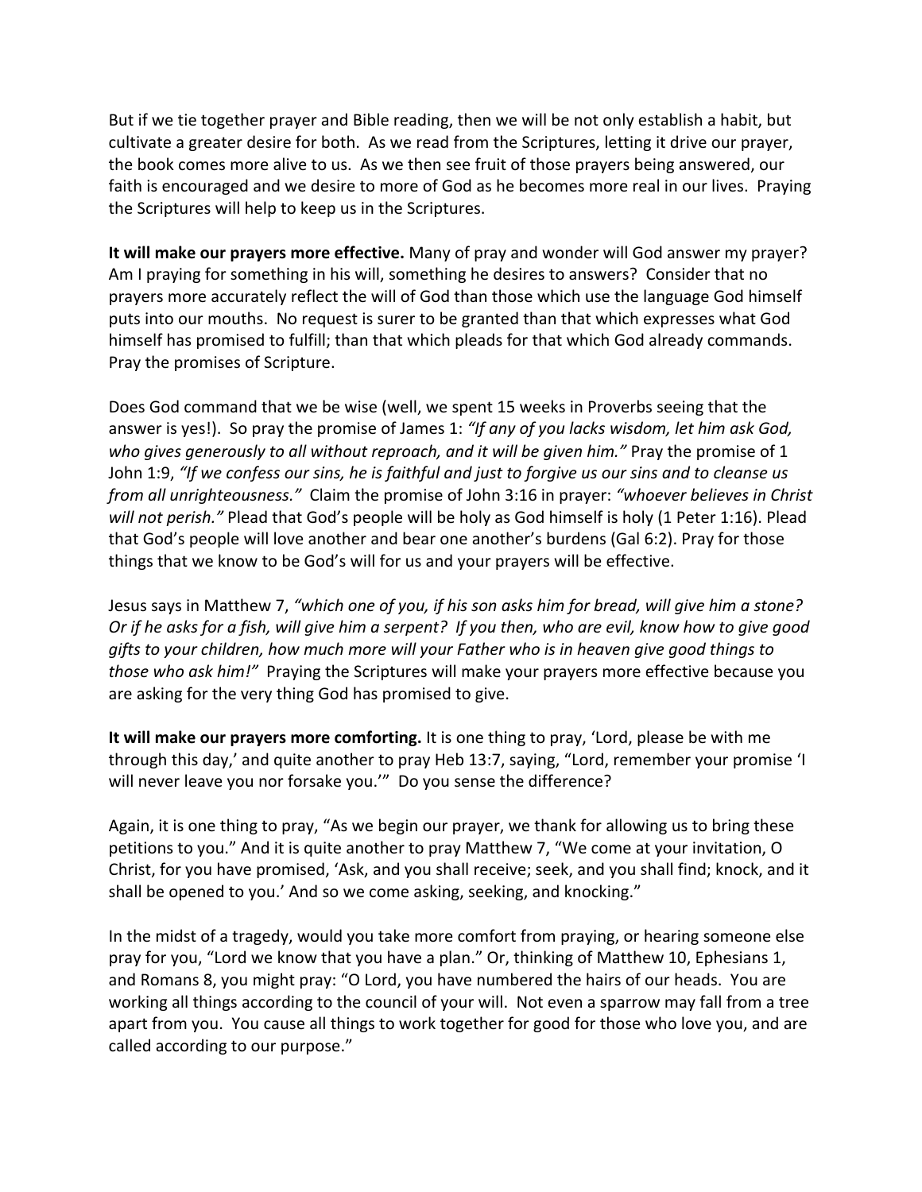But if we tie together prayer and Bible reading, then we will be not only establish a habit, but cultivate a greater desire for both. As we read from the Scriptures, letting it drive our prayer, the book comes more alive to us. As we then see fruit of those prayers being answered, our faith is encouraged and we desire to more of God as he becomes more real in our lives. Praying the Scriptures will help to keep us in the Scriptures.

**It will make our prayers more effective.** Many of pray and wonder will God answer my prayer? Am I praying for something in his will, something he desires to answers? Consider that no prayers more accurately reflect the will of God than those which use the language God himself puts into our mouths. No request is surer to be granted than that which expresses what God himself has promised to fulfill; than that which pleads for that which God already commands. Pray the promises of Scripture.

Does God command that we be wise (well, we spent 15 weeks in Proverbs seeing that the answer is yes!). So pray the promise of James 1: *"If any of you lacks wisdom, let him ask God, who gives generously to all without reproach, and it will be given him."* Pray the promise of 1 John 1:9, *"If we confess our sins, he is faithful and just to forgive us our sins and to cleanse us from all unrighteousness."* Claim the promise of John 3:16 in prayer: *"whoever believes in Christ will not perish."* Plead that God's people will be holy as God himself is holy (1 Peter 1:16). Plead that God's people will love another and bear one another's burdens (Gal 6:2). Pray for those things that we know to be God's will for us and your prayers will be effective.

Jesus says in Matthew 7, *"which one of you, if his son asks him for bread, will give him a stone? Or if he asks for a fish, will give him a serpent? If you then, who are evil, know how to give good gifts to your children, how much more will your Father who is in heaven give good things to those who ask him!"* Praying the Scriptures will make your prayers more effective because you are asking for the very thing God has promised to give.

**It will make our prayers more comforting.** It is one thing to pray, 'Lord, please be with me through this day,' and quite another to pray Heb 13:7, saying, "Lord, remember your promise 'I will never leave you nor forsake you.'" Do you sense the difference?

Again, it is one thing to pray, "As we begin our prayer, we thank for allowing us to bring these petitions to you." And it is quite another to pray Matthew 7, "We come at your invitation, O Christ, for you have promised, 'Ask, and you shall receive; seek, and you shall find; knock, and it shall be opened to you.' And so we come asking, seeking, and knocking."

In the midst of a tragedy, would you take more comfort from praying, or hearing someone else pray for you, "Lord we know that you have a plan." Or, thinking of Matthew 10, Ephesians 1, and Romans 8, you might pray: "O Lord, you have numbered the hairs of our heads. You are working all things according to the council of your will. Not even a sparrow may fall from a tree apart from you. You cause all things to work together for good for those who love you, and are called according to our purpose."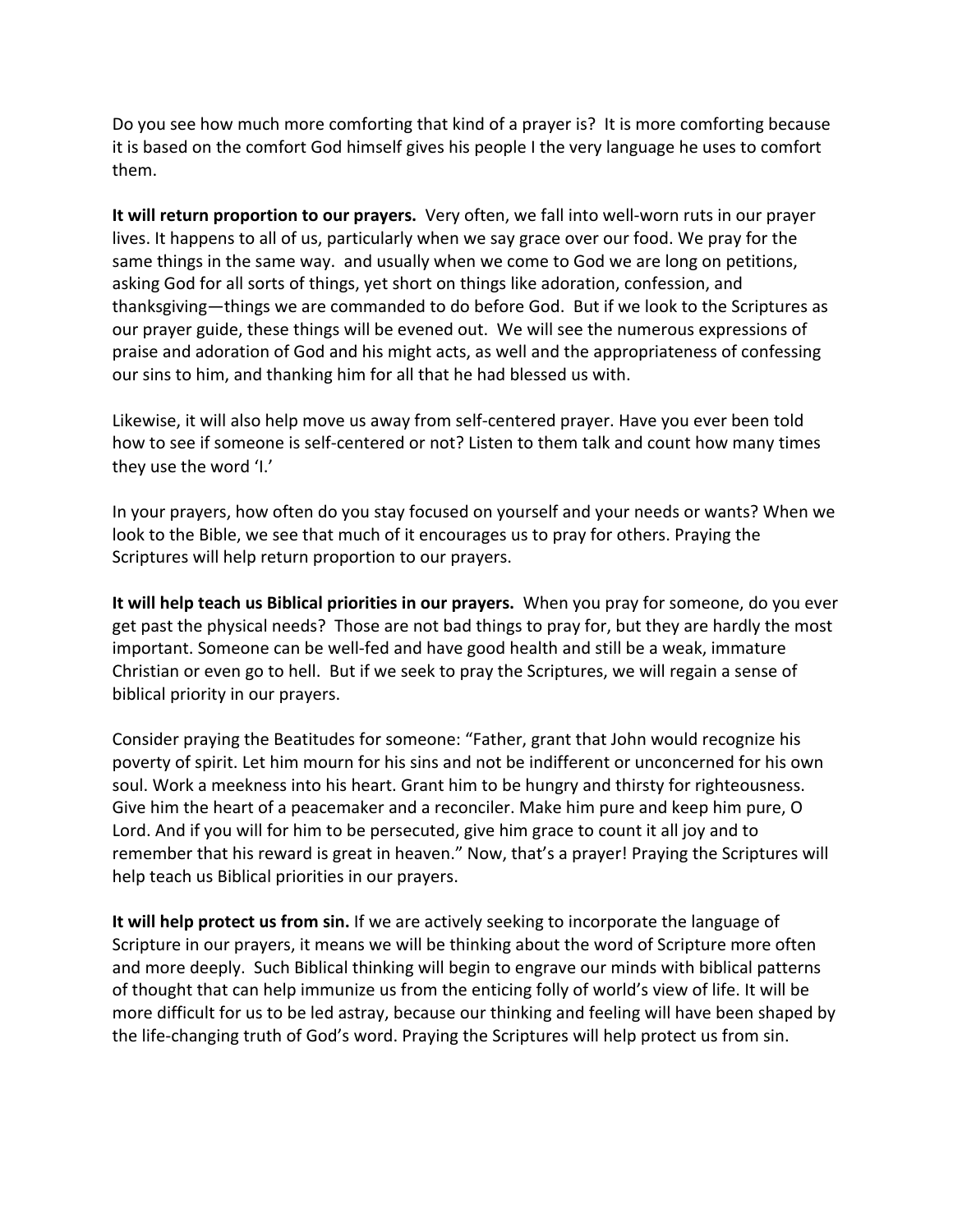Do you see how much more comforting that kind of a prayer is? It is more comforting because it is based on the comfort God himself gives his people I the very language he uses to comfort them.

**It will return proportion to our prayers.** Very often, we fall into well-worn ruts in our prayer lives. It happens to all of us, particularly when we say grace over our food. We pray for the same things in the same way. and usually when we come to God we are long on petitions, asking God for all sorts of things, yet short on things like adoration, confession, and thanksgiving—things we are commanded to do before God. But if we look to the Scriptures as our prayer guide, these things will be evened out. We will see the numerous expressions of praise and adoration of God and his might acts, as well and the appropriateness of confessing our sins to him, and thanking him for all that he had blessed us with.

Likewise, it will also help move us away from self-centered prayer. Have you ever been told how to see if someone is self-centered or not? Listen to them talk and count how many times they use the word 'I.'

In your prayers, how often do you stay focused on yourself and your needs or wants? When we look to the Bible, we see that much of it encourages us to pray for others. Praying the Scriptures will help return proportion to our prayers.

**It will help teach us Biblical priorities in our prayers.** When you pray for someone, do you ever get past the physical needs? Those are not bad things to pray for, but they are hardly the most important. Someone can be well-fed and have good health and still be a weak, immature Christian or even go to hell. But if we seek to pray the Scriptures, we will regain a sense of biblical priority in our prayers.

Consider praying the Beatitudes for someone: "Father, grant that John would recognize his poverty of spirit. Let him mourn for his sins and not be indifferent or unconcerned for his own soul. Work a meekness into his heart. Grant him to be hungry and thirsty for righteousness. Give him the heart of a peacemaker and a reconciler. Make him pure and keep him pure, O Lord. And if you will for him to be persecuted, give him grace to count it all joy and to remember that his reward is great in heaven." Now, that's a prayer! Praying the Scriptures will help teach us Biblical priorities in our prayers.

**It will help protect us from sin.** If we are actively seeking to incorporate the language of Scripture in our prayers, it means we will be thinking about the word of Scripture more often and more deeply. Such Biblical thinking will begin to engrave our minds with biblical patterns of thought that can help immunize us from the enticing folly of world's view of life. It will be more difficult for us to be led astray, because our thinking and feeling will have been shaped by the life-changing truth of God's word. Praying the Scriptures will help protect us from sin.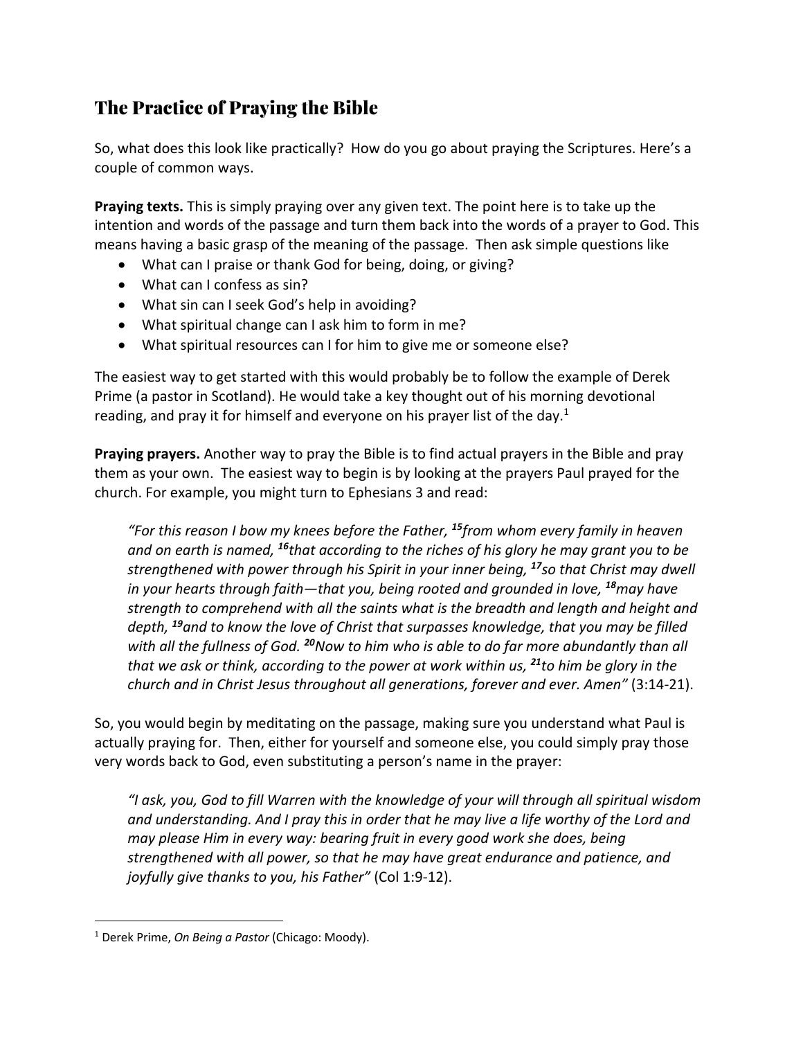## The Practice of Praying the Bible

So, what does this look like practically? How do you go about praying the Scriptures. Here's a couple of common ways.

**Praying texts.** This is simply praying over any given text. The point here is to take up the intention and words of the passage and turn them back into the words of a prayer to God. This means having a basic grasp of the meaning of the passage. Then ask simple questions like

- What can I praise or thank God for being, doing, or giving?
- What can I confess as sin?
- What sin can I seek God's help in avoiding?
- What spiritual change can I ask him to form in me?
- What spiritual resources can I for him to give me or someone else?

The easiest way to get started with this would probably be to follow the example of Derek Prime (a pastor in Scotland). He would take a key thought out of his morning devotional reading, and pray it for himself and everyone on his prayer list of the day.[1]

**Praying prayers.** Another way to pray the Bible is to find actual prayers in the Bible and pray them as your own. The easiest way to begin is by looking at the prayers Paul prayed for the church. For example, you might turn to Ephesians 3 and read:

> *"For this reason I bow my knees before the Father, **15**from whom every family in heaven and on earth is named, **16**that according to the riches of his glory he may grant you to be strengthened with power through his Spirit in your inner being, **17**so that Christ may dwell in your hearts through faith—that you, being rooted and grounded in love, **18**may have strength to comprehend with all the saints what is the breadth and length and height and depth, **19**and to know the love of Christ that surpasses knowledge, that you may be filled with all the fullness of God. **20**Now to him who is able to do far more abundantly than all that we ask or think, according to the power at work within us, **21**to him be glory in the church and in Christ Jesus throughout all generations, forever and ever. Amen"* (3:14-21).

So, you would begin by meditating on the passage, making sure you understand what Paul is actually praying for. Then, either for yourself and someone else, you could simply pray those very words back to God, even substituting a person's name in the prayer:

> *"I ask, you, God to fill Warren with the knowledge of your will through all spiritual wisdom and understanding. And I pray this in order that he may live a life worthy of the Lord and may please Him in every way: bearing fruit in every good work she does, being strengthened with all power, so that he may have great endurance and patience, and joyfully give thanks to you, his Father"* (Col 1:9-12).

---

[1] Derek Prime, *On Being a Pastor* (Chicago: Moody).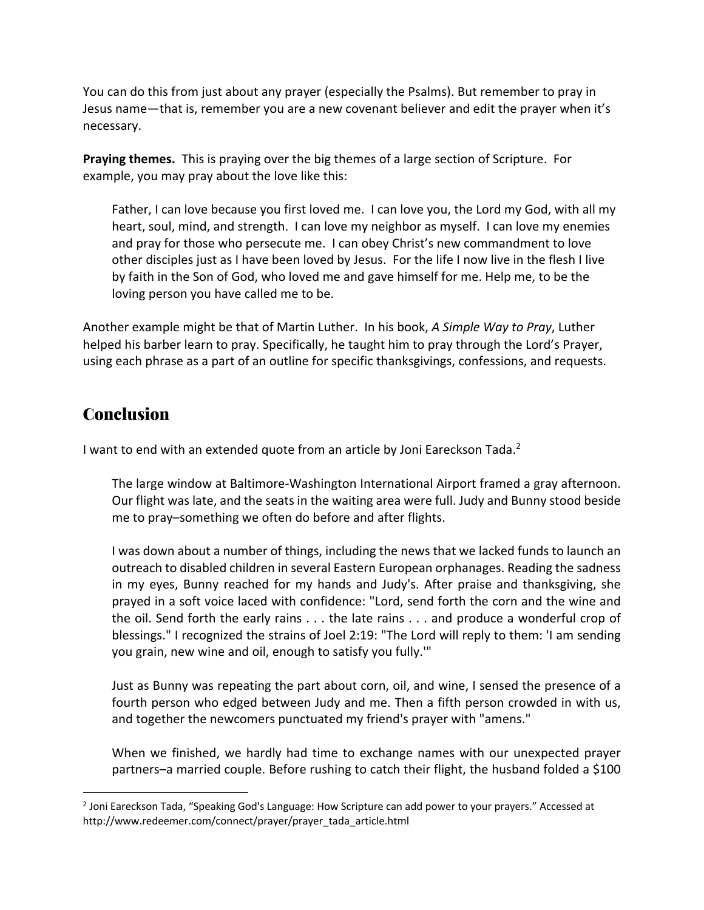You can do this from just about any prayer (especially the Psalms). But remember to pray in Jesus name—that is, remember you are a new covenant believer and edit the prayer when it's necessary.

**Praying themes.** This is praying over the big themes of a large section of Scripture. For example, you may pray about the love like this:

> Father, I can love because you first loved me. I can love you, the Lord my God, with all my heart, soul, mind, and strength. I can love my neighbor as myself. I can love my enemies and pray for those who persecute me. I can obey Christ's new commandment to love other disciples just as I have been loved by Jesus. For the life I now live in the flesh I live by faith in the Son of God, who loved me and gave himself for me. Help me, to be the loving person you have called me to be.

Another example might be that of Martin Luther. In his book, *A Simple Way to Pray*, Luther helped his barber learn to pray. Specifically, he taught him to pray through the Lord's Prayer, using each phrase as a part of an outline for specific thanksgivings, confessions, and requests.

## Conclusion

I want to end with an extended quote from an article by Joni Eareckson Tada.[2]

> The large window at Baltimore-Washington International Airport framed a gray afternoon. Our flight was late, and the seats in the waiting area were full. Judy and Bunny stood beside me to pray–something we often do before and after flights.
>
> I was down about a number of things, including the news that we lacked funds to launch an outreach to disabled children in several Eastern European orphanages. Reading the sadness in my eyes, Bunny reached for my hands and Judy's. After praise and thanksgiving, she prayed in a soft voice laced with confidence: "Lord, send forth the corn and the wine and the oil. Send forth the early rains . . . the late rains . . . and produce a wonderful crop of blessings." I recognized the strains of Joel 2:19: "The Lord will reply to them: 'I am sending you grain, new wine and oil, enough to satisfy you fully.'"
>
> Just as Bunny was repeating the part about corn, oil, and wine, I sensed the presence of a fourth person who edged between Judy and me. Then a fifth person crowded in with us, and together the newcomers punctuated my friend's prayer with "amens."
>
> When we finished, we hardly had time to exchange names with our unexpected prayer partners–a married couple. Before rushing to catch their flight, the husband folded a $100

---

[2] Joni Eareckson Tada, "Speaking God's Language: How Scripture can add power to your prayers." Accessed at http://www.redeemer.com/connect/prayer/prayer_tada_article.html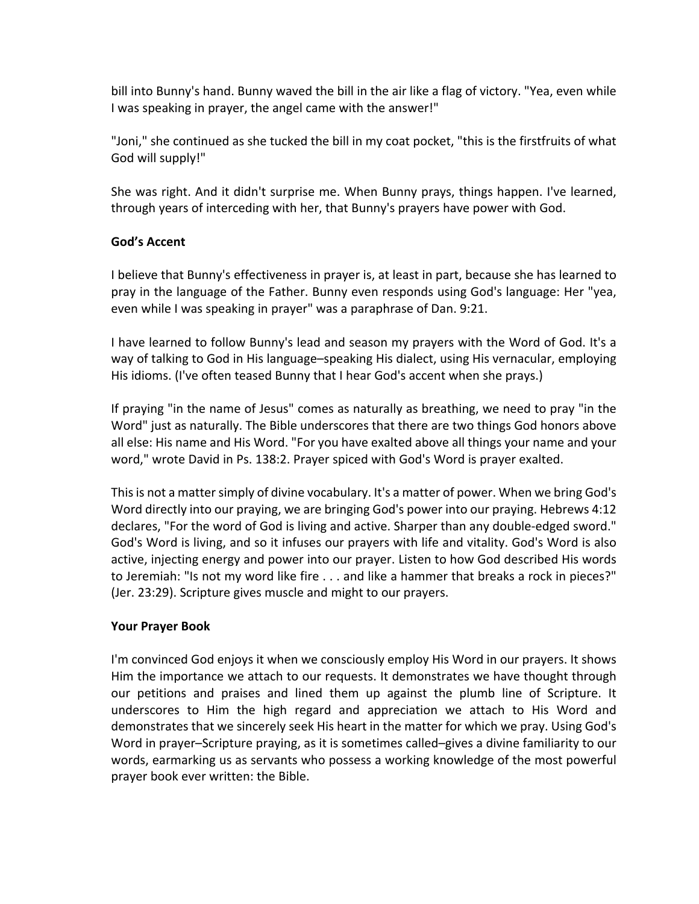bill into Bunny's hand. Bunny waved the bill in the air like a flag of victory. "Yea, even while I was speaking in prayer, the angel came with the answer!"

"Joni," she continued as she tucked the bill in my coat pocket, "this is the firstfruits of what God will supply!"

She was right. And it didn't surprise me. When Bunny prays, things happen. I've learned, through years of interceding with her, that Bunny's prayers have power with God.

**God's Accent**

I believe that Bunny's effectiveness in prayer is, at least in part, because she has learned to pray in the language of the Father. Bunny even responds using God's language: Her "yea, even while I was speaking in prayer" was a paraphrase of Dan. 9:21.

I have learned to follow Bunny's lead and season my prayers with the Word of God. It's a way of talking to God in His language–speaking His dialect, using His vernacular, employing His idioms. (I've often teased Bunny that I hear God's accent when she prays.)

If praying "in the name of Jesus" comes as naturally as breathing, we need to pray "in the Word" just as naturally. The Bible underscores that there are two things God honors above all else: His name and His Word. "For you have exalted above all things your name and your word," wrote David in Ps. 138:2. Prayer spiced with God's Word is prayer exalted.

This is not a matter simply of divine vocabulary. It's a matter of power. When we bring God's Word directly into our praying, we are bringing God's power into our praying. Hebrews 4:12 declares, "For the word of God is living and active. Sharper than any double-edged sword." God's Word is living, and so it infuses our prayers with life and vitality. God's Word is also active, injecting energy and power into our prayer. Listen to how God described His words to Jeremiah: "Is not my word like fire . . . and like a hammer that breaks a rock in pieces?" (Jer. 23:29). Scripture gives muscle and might to our prayers.

**Your Prayer Book**

I'm convinced God enjoys it when we consciously employ His Word in our prayers. It shows Him the importance we attach to our requests. It demonstrates we have thought through our petitions and praises and lined them up against the plumb line of Scripture. It underscores to Him the high regard and appreciation we attach to His Word and demonstrates that we sincerely seek His heart in the matter for which we pray. Using God's Word in prayer–Scripture praying, as it is sometimes called–gives a divine familiarity to our words, earmarking us as servants who possess a working knowledge of the most powerful prayer book ever written: the Bible.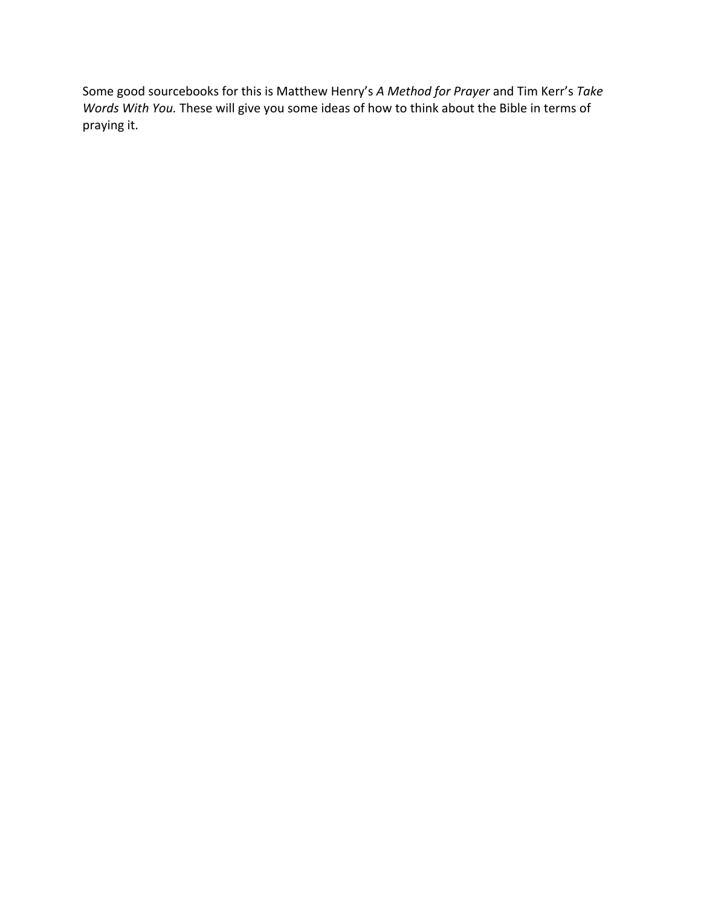Some good sourcebooks for this is Matthew Henry's *A Method for Prayer* and Tim Kerr's *Take Words With You.* These will give you some ideas of how to think about the Bible in terms of praying it.